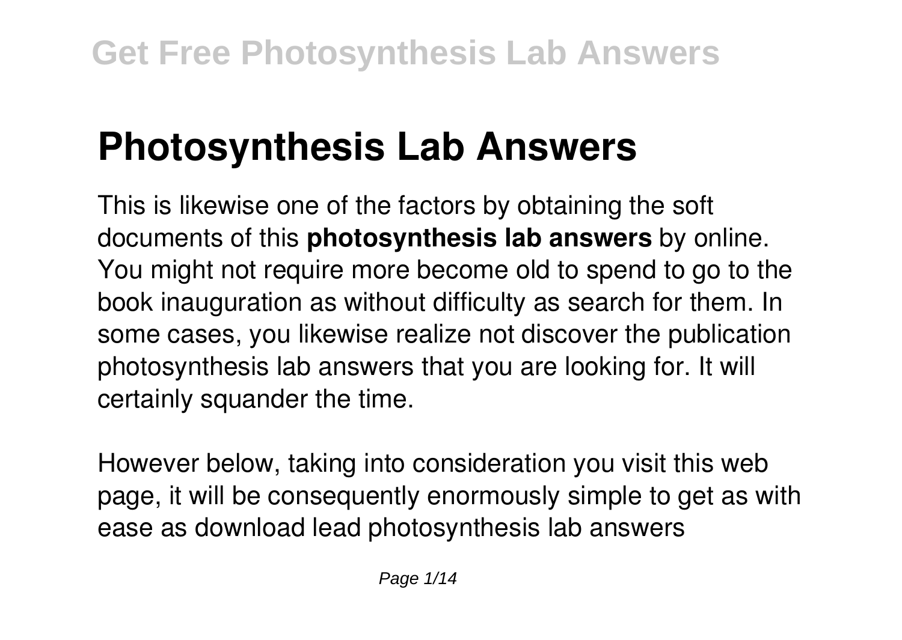# Photosynthesis Lab Answers

This is likewise one of the factors by obtaining the soft documents of this **photosynthesis lab answers** by online. You might not require more become old to spend to go to the book inauguration as without difficulty as search for them. In some cases, you likewise realize not discover the publication photosynthesis lab answers that you are looking for. It will certainly squander the time.

However below, taking into consideration you visit this web page, it will be consequently enormously simple to get as with ease as download lead photosynthesis lab answers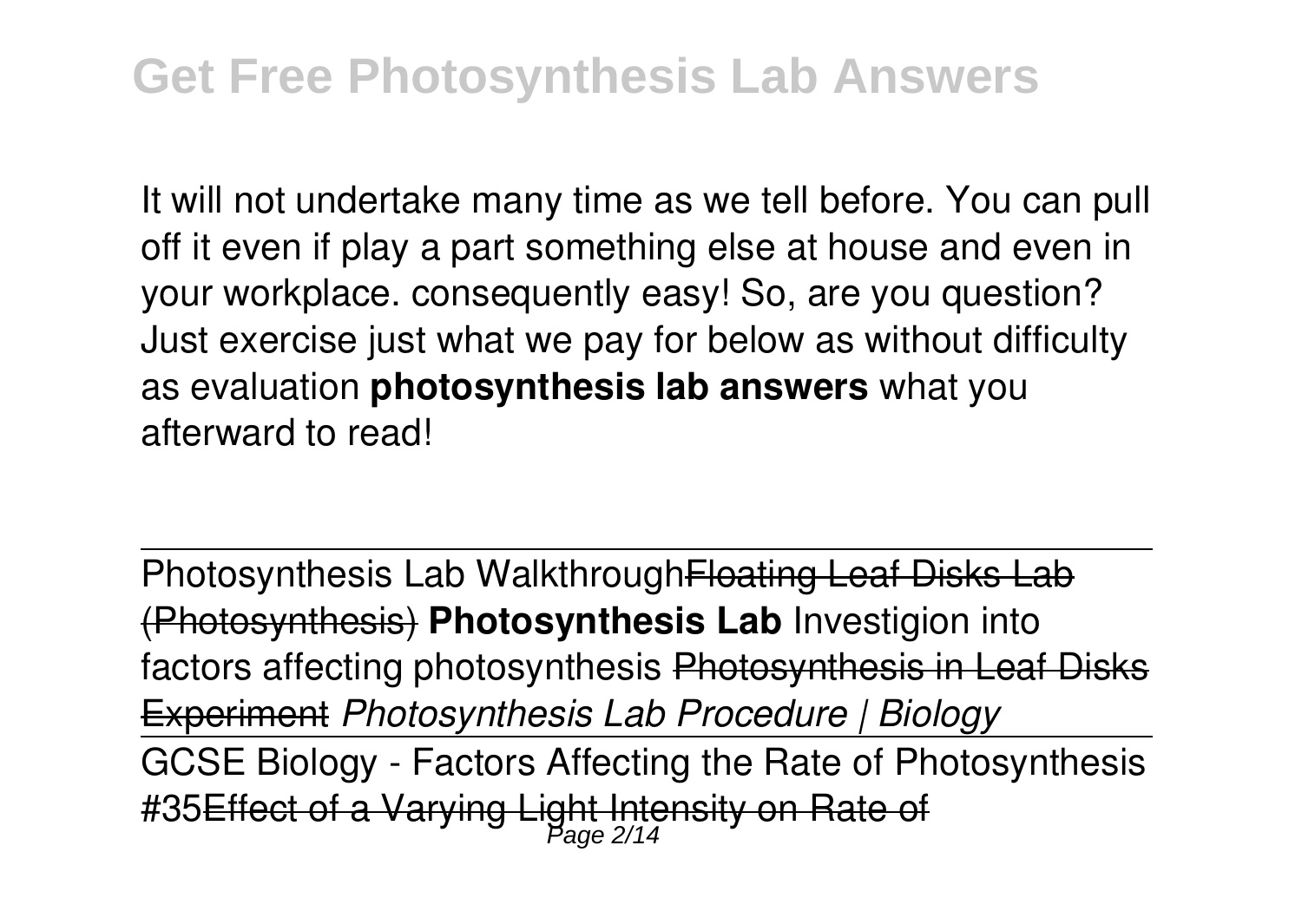It will not undertake many time as we tell before. You can pull off it even if play a part something else at house and even in your workplace. consequently easy! So, are you question? Just exercise just what we pay for below as without difficulty as evaluation **photosynthesis lab answers** what you afterward to read!

Photosynthesis Lab Walkthrough~~Floating Leaf Disks Lab (Photosynthesis)~~ **Photosynthesis Lab** Investigion into factors affecting photosynthesis ~~Photosynthesis in Leaf Disks Experiment~~ *Photosynthesis Lab Procedure | Biology*

GCSE Biology - Factors Affecting the Rate of Photosynthesis #35~~Effect of a Varying Light Intensity on Rate of~~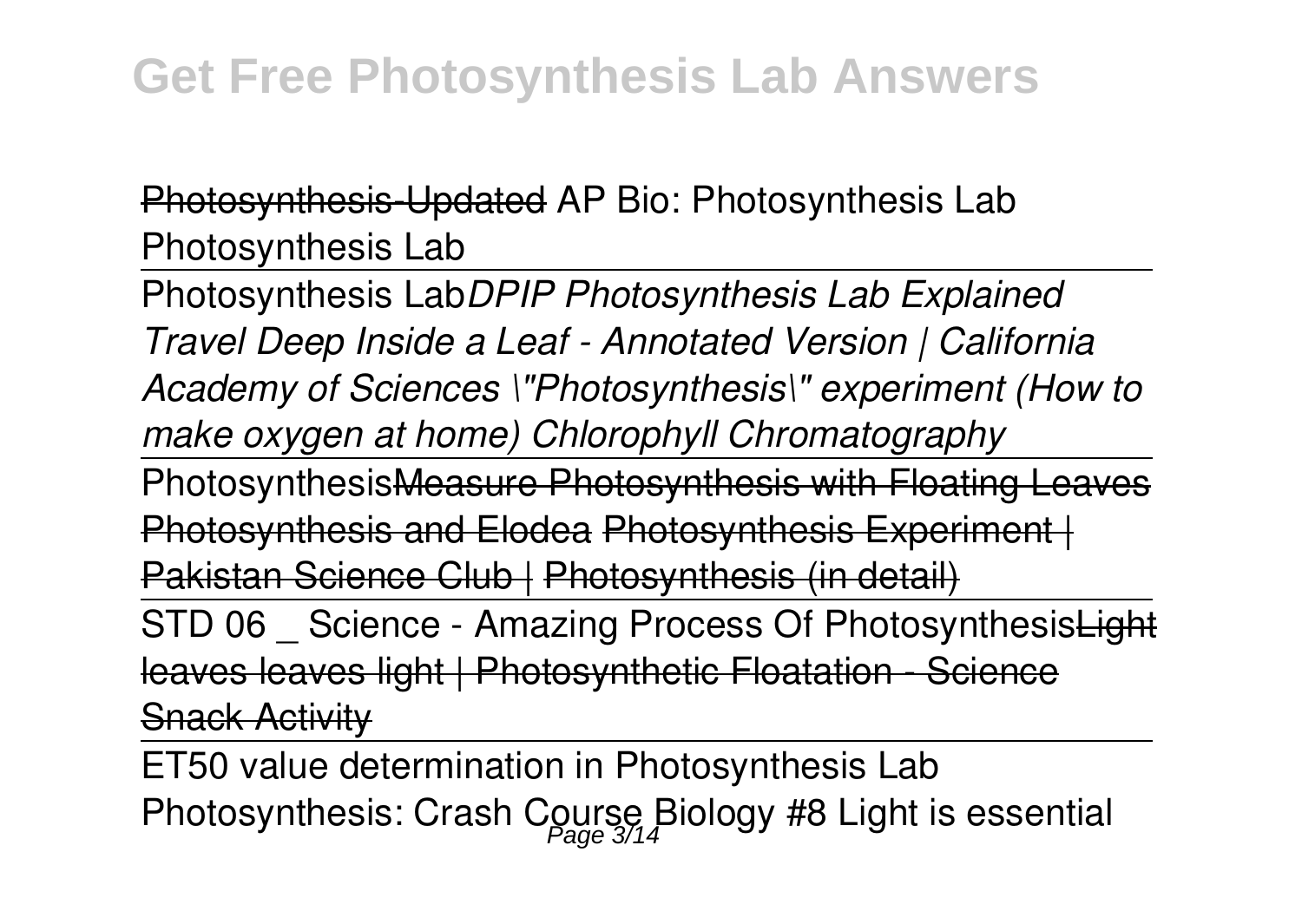Photosynthesis-Updated AP Bio: Photosynthesis Lab Photosynthesis Lab

Photosynthesis Lab*DPIP Photosynthesis Lab Explained Travel Deep Inside a Leaf - Annotated Version | California Academy of Sciences \"Photosynthesis\" experiment (How to make oxygen at home) Chlorophyll Chromatography*

PhotosynthesisMeasure Photosynthesis with Floating Leaves Photosynthesis and Elodea Photosynthesis Experiment | Pakistan Science Club | Photosynthesis (in detail)

STD 06 _ Science - Amazing Process Of PhotosynthesisLight leaves leaves light | Photosynthetic Floatation - Science Snack Activity

ET50 value determination in Photosynthesis Lab

Photosynthesis: Crash Course Biology #8 Light is essential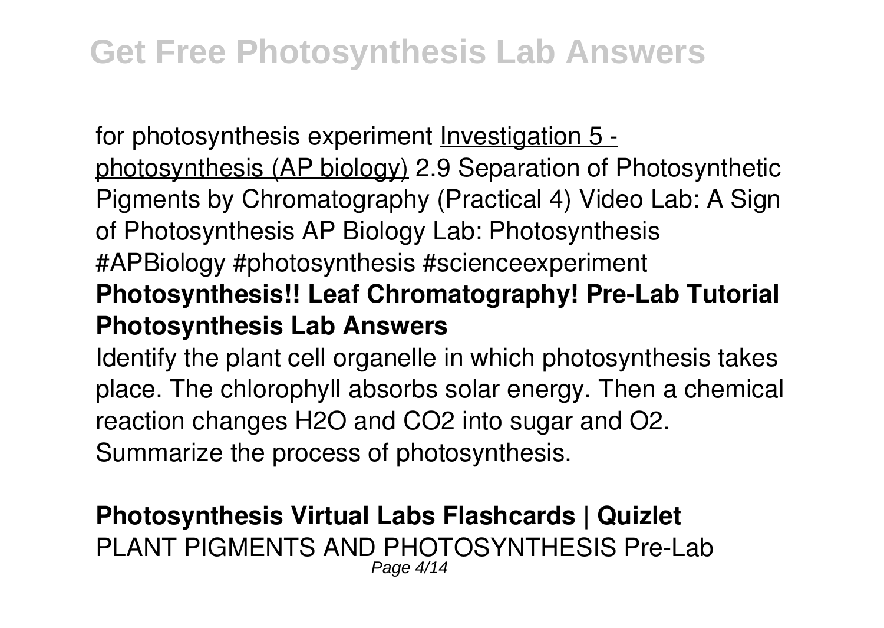for photosynthesis experiment Investigation 5 - photosynthesis (AP biology) 2.9 Separation of Photosynthetic Pigments by Chromatography (Practical 4) Video Lab: A Sign of Photosynthesis AP Biology Lab: Photosynthesis #APBiology #photosynthesis #scienceexperiment **Photosynthesis!! Leaf Chromatography! Pre-Lab Tutorial**

**Photosynthesis Lab Answers**

Identify the plant cell organelle in which photosynthesis takes place. The chlorophyll absorbs solar energy. Then a chemical reaction changes $H_2O$ and $CO_2$ into sugar and $O_2$. Summarize the process of photosynthesis.

**Photosynthesis Virtual Labs Flashcards | Quizlet**

PLANT PIGMENTS AND PHOTOSYNTHESIS Pre-Lab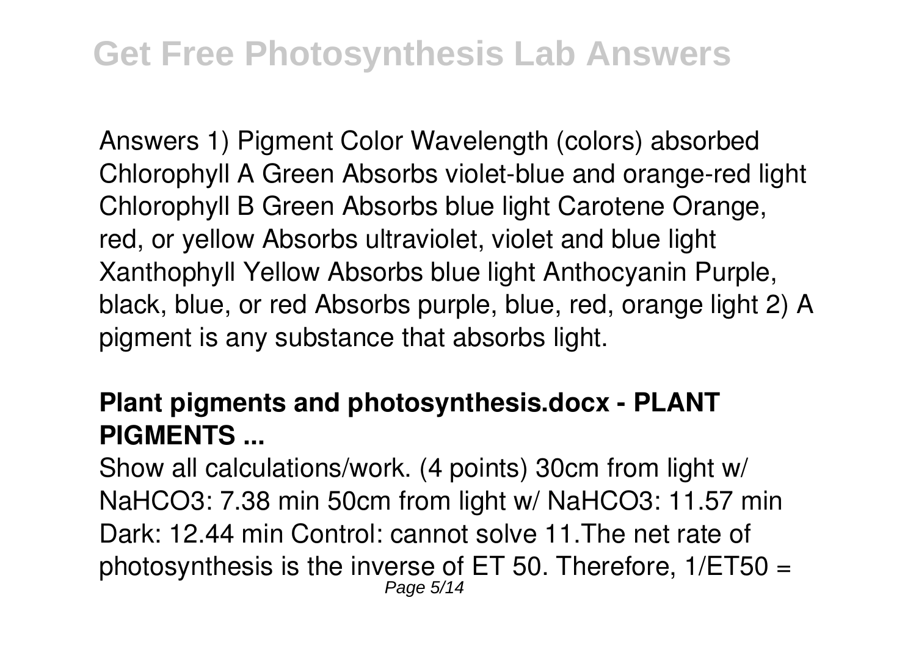Answers 1) Pigment Color Wavelength (colors) absorbed Chlorophyll A Green Absorbs violet-blue and orange-red light Chlorophyll B Green Absorbs blue light Carotene Orange, red, or yellow Absorbs ultraviolet, violet and blue light Xanthophyll Yellow Absorbs blue light Anthocyanin Purple, black, blue, or red Absorbs purple, blue, red, orange light 2) A pigment is any substance that absorbs light.

**Plant pigments and photosynthesis.docx - PLANT PIGMENTS ...**

Show all calculations/work. (4 points) 30cm from light w/ $NaHCO_3$: 7.38 min 50cm from light w/ $NaHCO_3$: 11.57 min Dark: 12.44 min Control: cannot solve 11.The net rate of photosynthesis is the inverse of ET 50. Therefore, $1/ET50 =$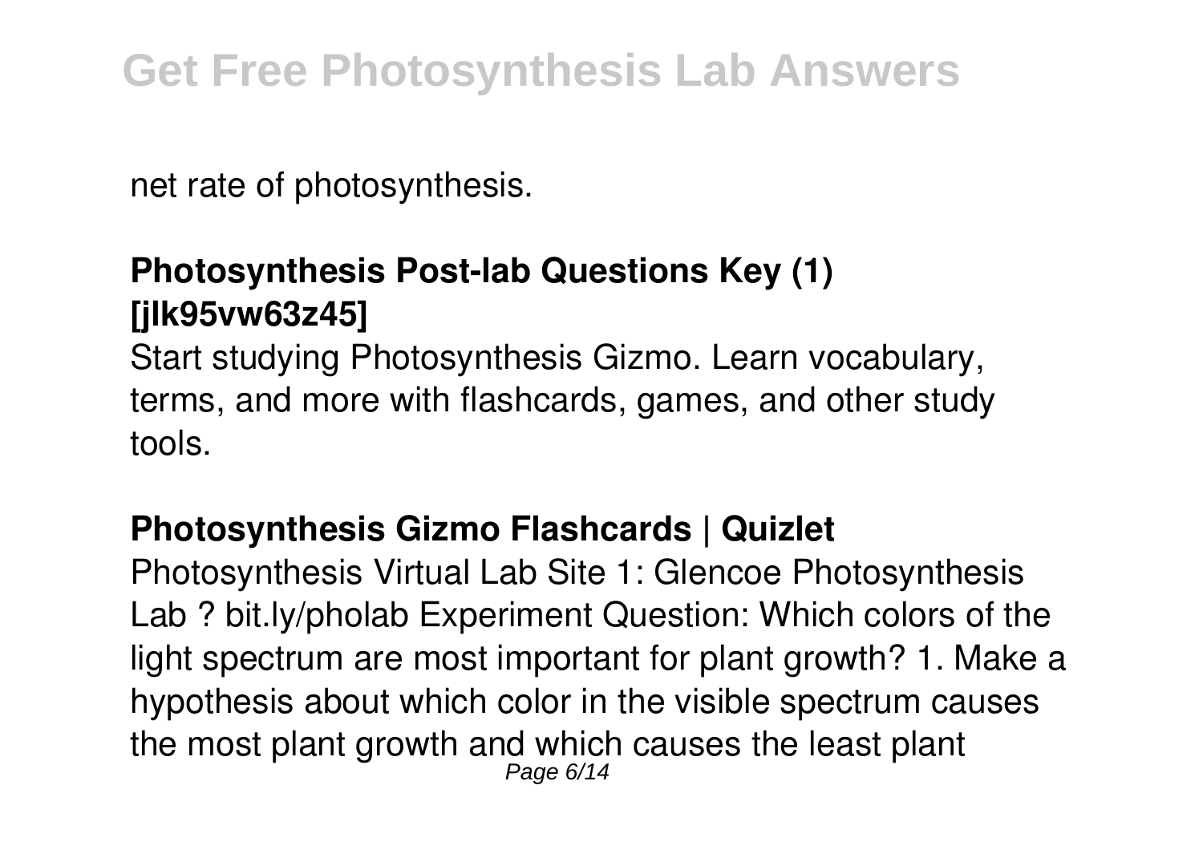net rate of photosynthesis.

**Photosynthesis Post-lab Questions Key (1) [jlk95vw63z45]**

Start studying Photosynthesis Gizmo. Learn vocabulary, terms, and more with flashcards, games, and other study tools.

**Photosynthesis Gizmo Flashcards | Quizlet**

Photosynthesis Virtual Lab Site 1: Glencoe Photosynthesis Lab ? bit.ly/pholab Experiment Question: Which colors of the light spectrum are most important for plant growth? 1. Make a hypothesis about which color in the visible spectrum causes the most plant growth and which causes the least plant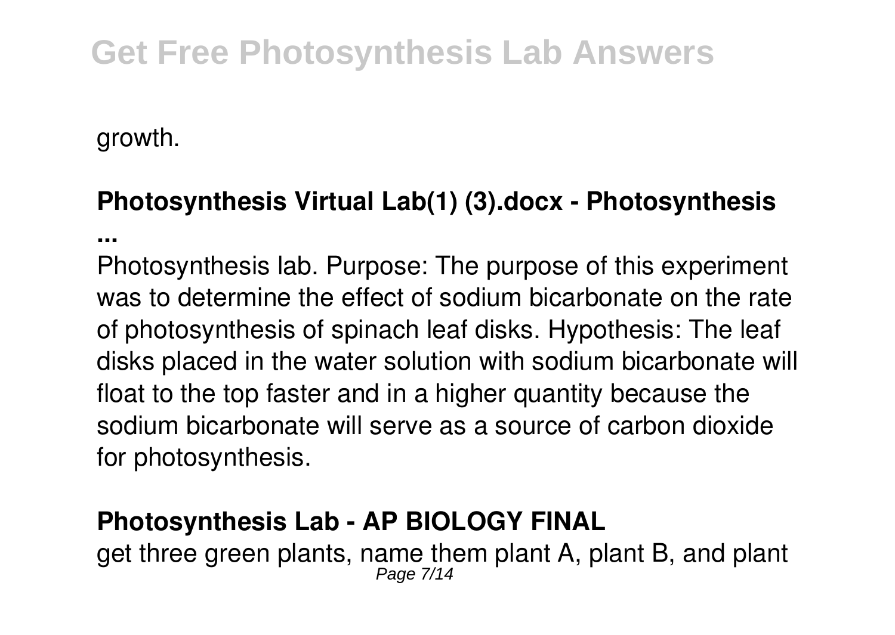growth.

**Photosynthesis Virtual Lab(1) (3).docx - Photosynthesis ...**

Photosynthesis lab. Purpose: The purpose of this experiment was to determine the effect of sodium bicarbonate on the rate of photosynthesis of spinach leaf disks. Hypothesis: The leaf disks placed in the water solution with sodium bicarbonate will float to the top faster and in a higher quantity because the sodium bicarbonate will serve as a source of carbon dioxide for photosynthesis.

**Photosynthesis Lab - AP BIOLOGY FINAL**

get three green plants, name them plant A, plant B, and plant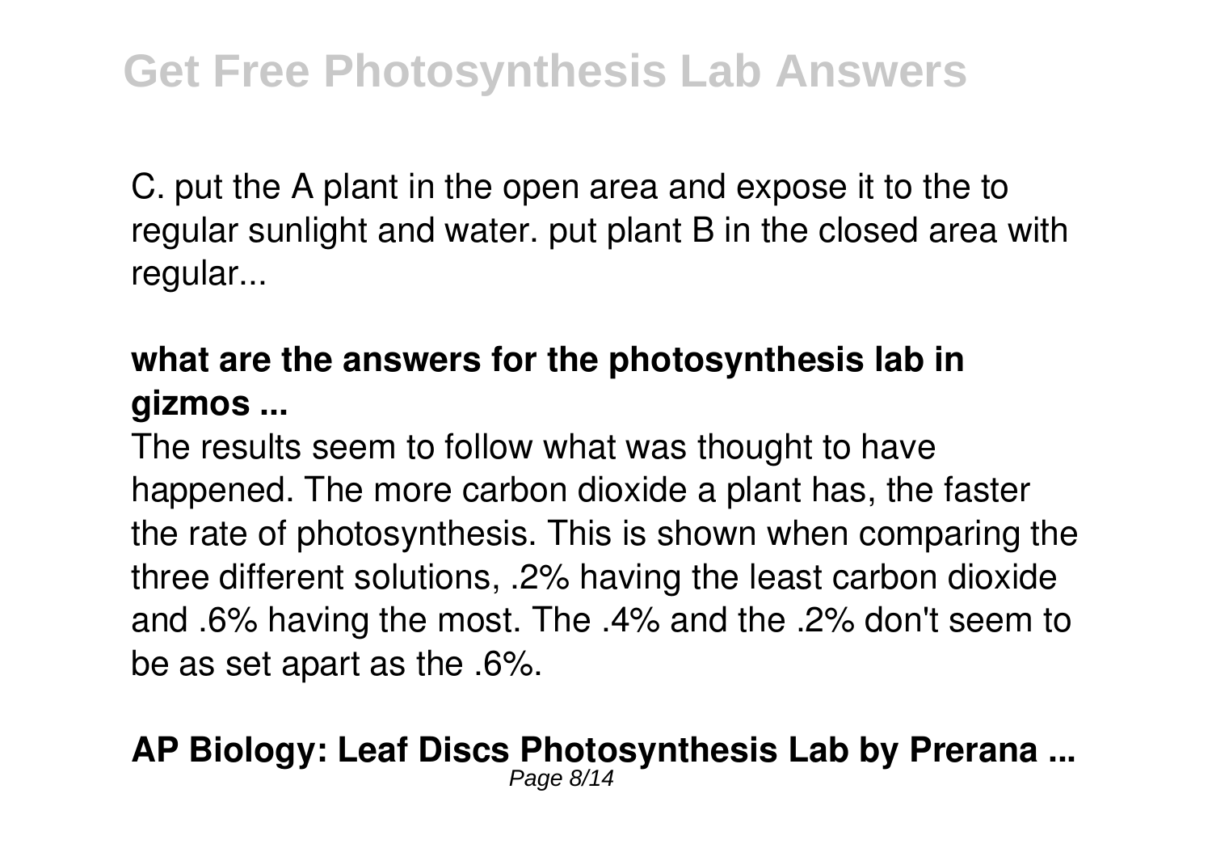C. put the A plant in the open area and expose it to the to regular sunlight and water. put plant B in the closed area with regular...

**what are the answers for the photosynthesis lab in gizmos ...**

The results seem to follow what was thought to have happened. The more carbon dioxide a plant has, the faster the rate of photosynthesis. This is shown when comparing the three different solutions, .2% having the least carbon dioxide and .6% having the most. The .4% and the .2% don't seem to be as set apart as the .6%.

**AP Biology: Leaf Discs Photosynthesis Lab by Prerana ...**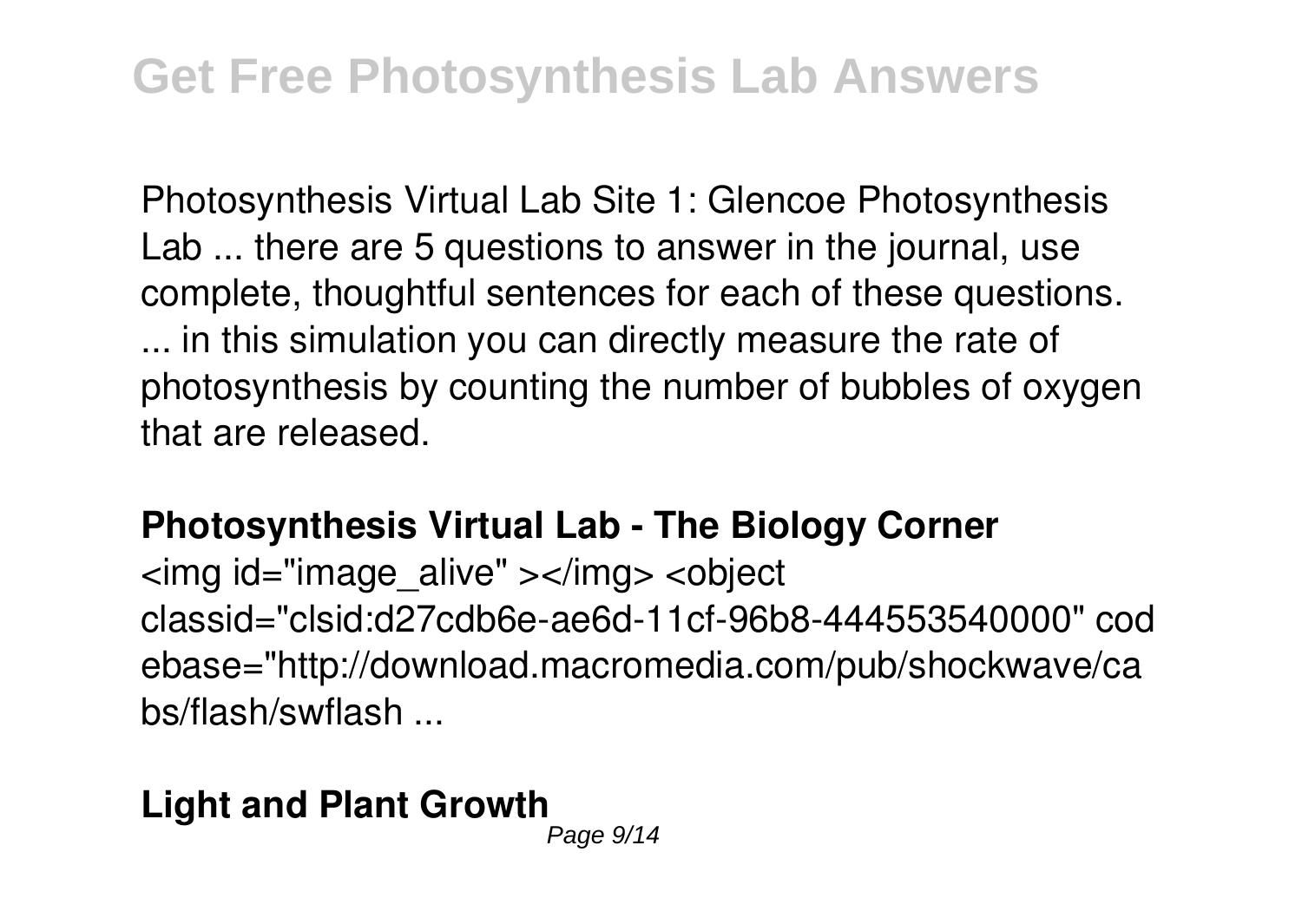Photosynthesis Virtual Lab Site 1: Glencoe Photosynthesis Lab ... there are 5 questions to answer in the journal, use complete, thoughtful sentences for each of these questions. ... in this simulation you can directly measure the rate of photosynthesis by counting the number of bubbles of oxygen that are released.

**Photosynthesis Virtual Lab - The Biology Corner**

<img id="image_alive" ></img> <object classid="clsid:d27cdb6e-ae6d-11cf-96b8-444553540000" codebase="http://download.macromedia.com/pub/shockwave/cabs/flash/swflash ...

**Light and Plant Growth**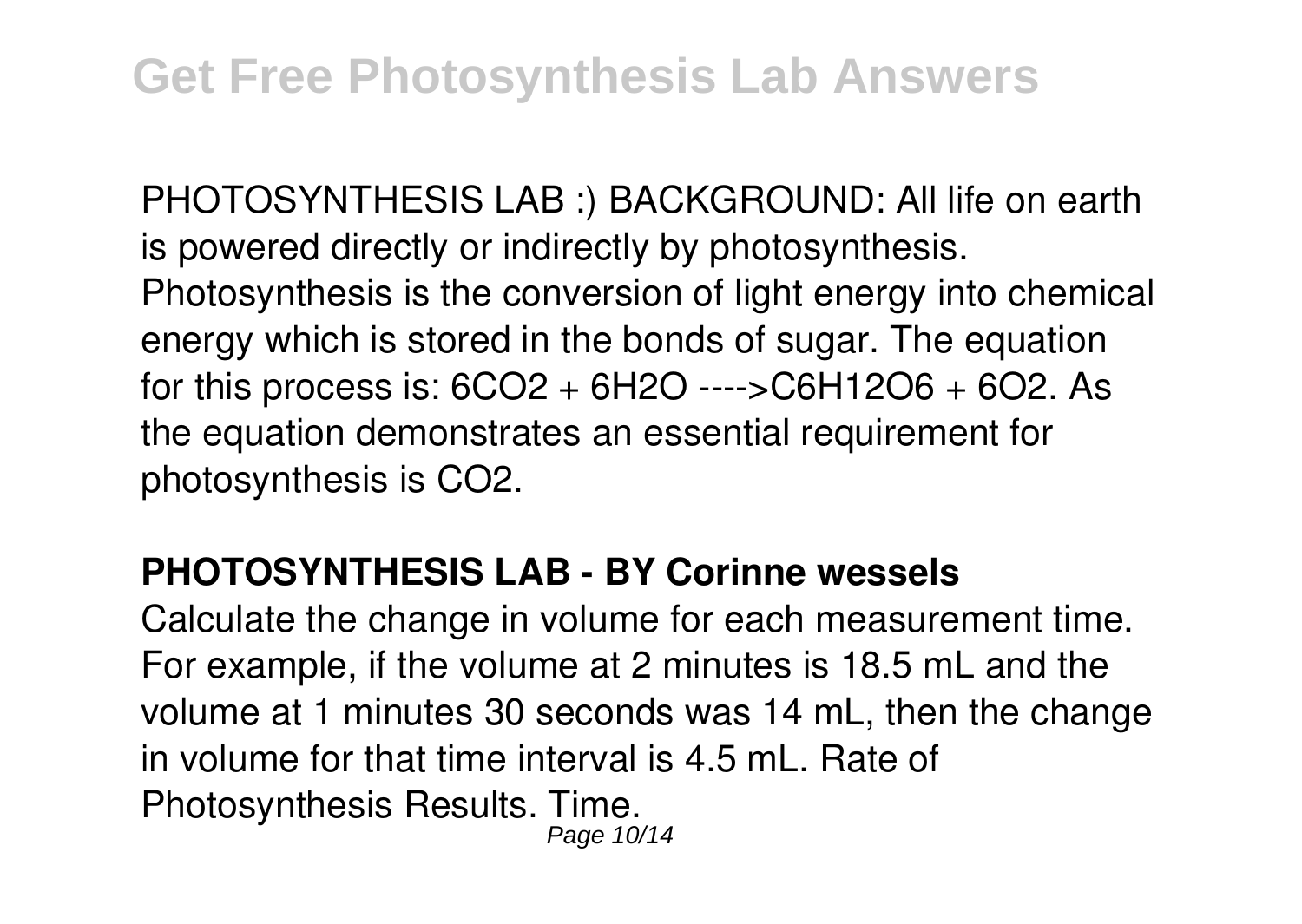PHOTOSYNTHESIS LAB :) BACKGROUND: All life on earth is powered directly or indirectly by photosynthesis. Photosynthesis is the conversion of light energy into chemical energy which is stored in the bonds of sugar. The equation for this process is: $6CO_2 + 6H_2O \longrightarrow C_6H_{12}O_6 + 6O_2$. As the equation demonstrates an essential requirement for photosynthesis is $CO_2$.

**PHOTOSYNTHESIS LAB - BY Corinne wessels**

Calculate the change in volume for each measurement time. For example, if the volume at 2 minutes is 18.5 mL and the volume at 1 minutes 30 seconds was 14 mL, then the change in volume for that time interval is 4.5 mL. Rate of Photosynthesis Results. Time.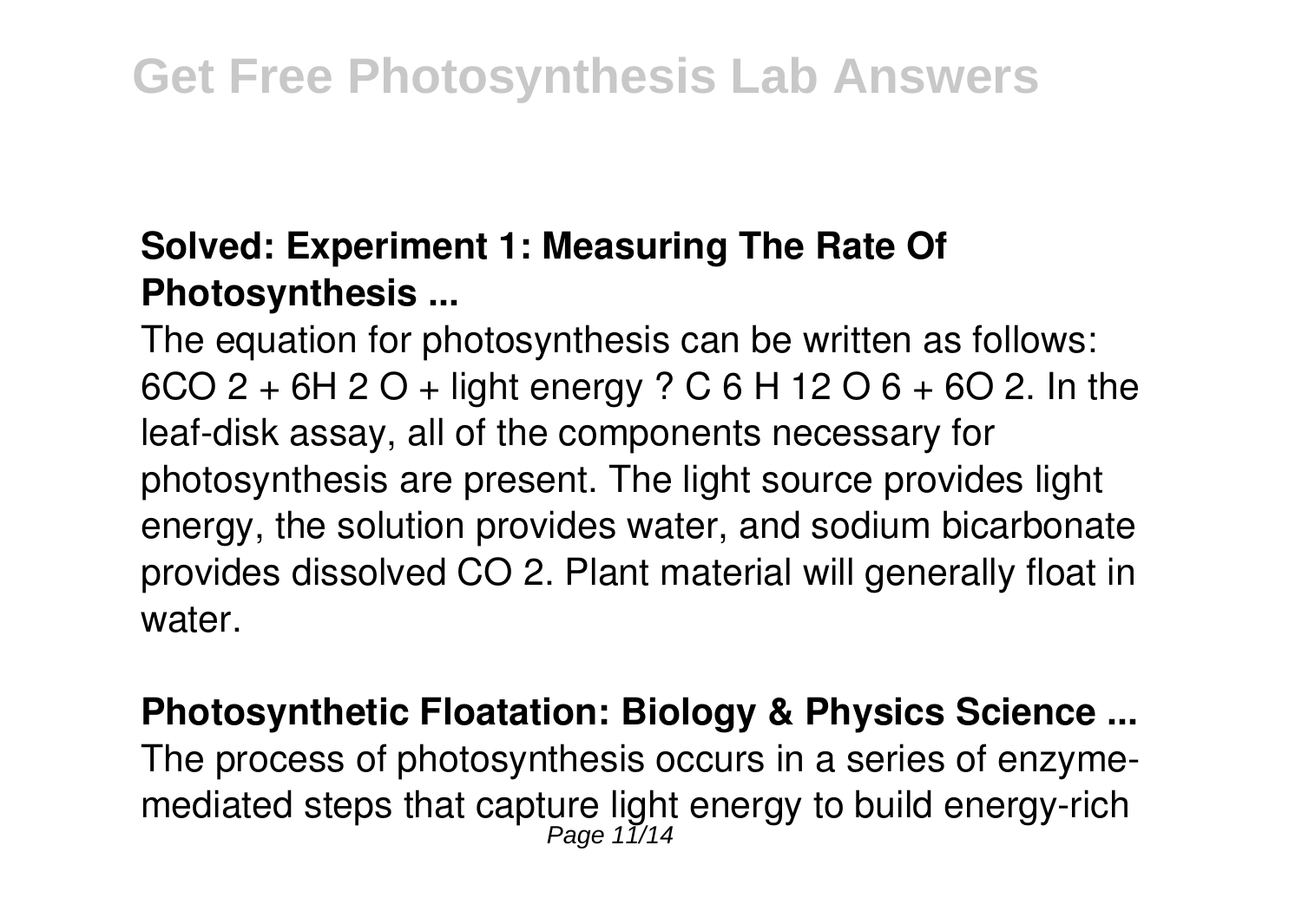### Solved: Experiment 1: Measuring The Rate Of Photosynthesis ...

The equation for photosynthesis can be written as follows: $6CO_2 + 6H_2O$ + light energy ? $C_6H_{12}O_6 + 6O_2$. In the leaf-disk assay, all of the components necessary for photosynthesis are present. The light source provides light energy, the solution provides water, and sodium bicarbonate provides dissolved $CO_2$. Plant material will generally float in water.

### Photosynthetic Floatation: Biology & Physics Science ...

The process of photosynthesis occurs in a series of enzyme-mediated steps that capture light energy to build energy-rich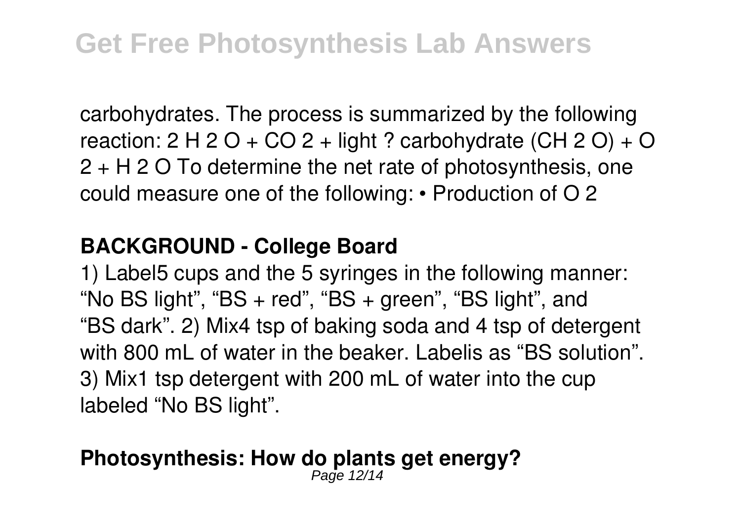carbohydrates. The process is summarized by the following reaction: $2 H_2O + CO_2$ + light ? carbohydrate ($CH_2O$) + $O_2 + H_2O$ To determine the net rate of photosynthesis, one could measure one of the following: • Production of $O_2$

## BACKGROUND - College Board

1) Label5 cups and the 5 syringes in the following manner: "No BS light", "BS + red", "BS + green", "BS light", and "BS dark". 2) Mix4 tsp of baking soda and 4 tsp of detergent with 800 mL of water in the beaker. Labelis as "BS solution". 3) Mix1 tsp detergent with 200 mL of water into the cup labeled "No BS light".

## Photosynthesis: How do plants get energy?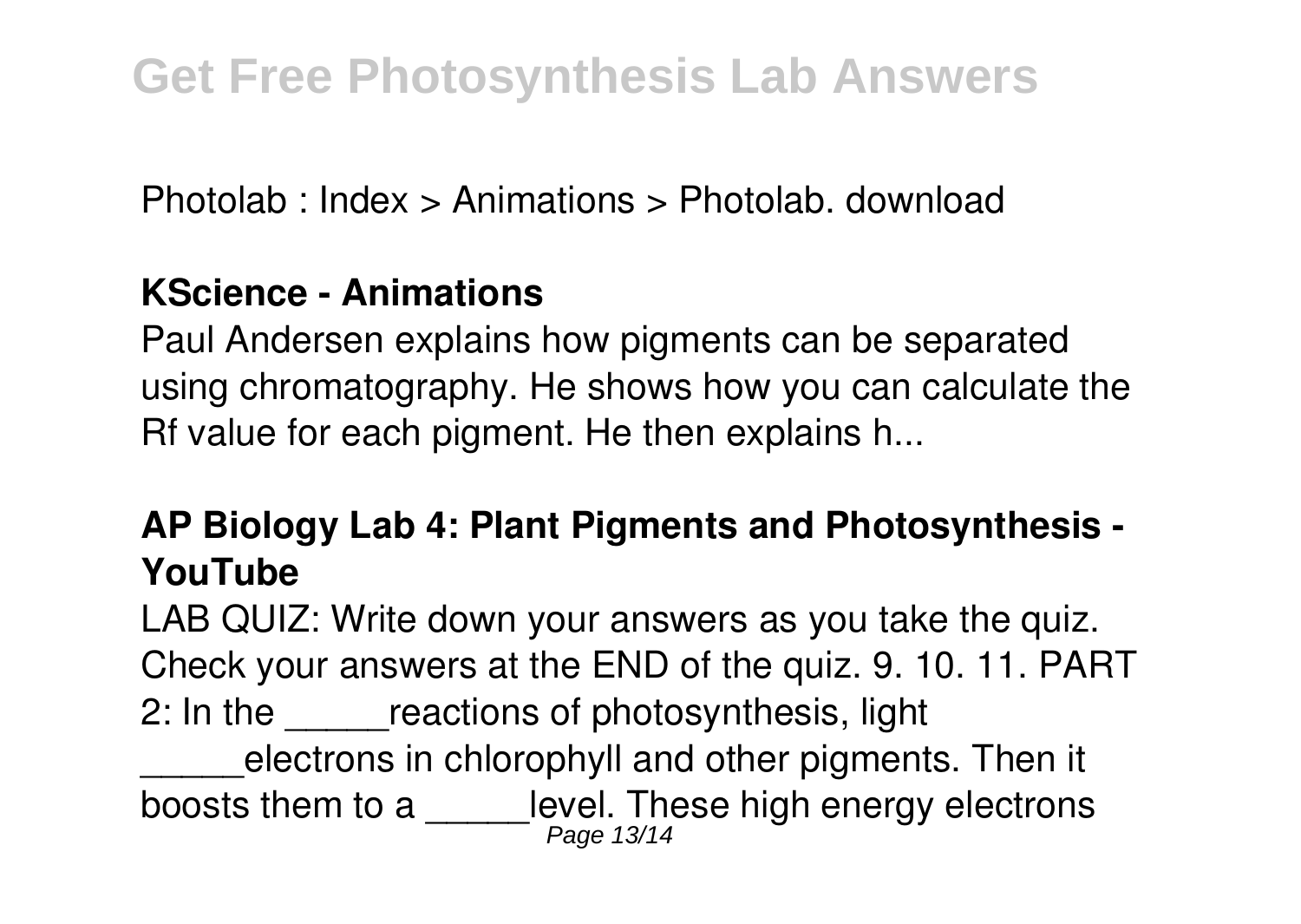Photolab : Index > Animations > Photolab. download

**KScience - Animations**

Paul Andersen explains how pigments can be separated using chromatography. He shows how you can calculate the Rf value for each pigment. He then explains h...

**AP Biology Lab 4: Plant Pigments and Photosynthesis - YouTube**

LAB QUIZ: Write down your answers as you take the quiz. Check your answers at the END of the quiz. 9. 10. 11. PART 2: In the _____reactions of photosynthesis, light _____electrons in chlorophyll and other pigments. Then it boosts them to a _____level. These high energy electrons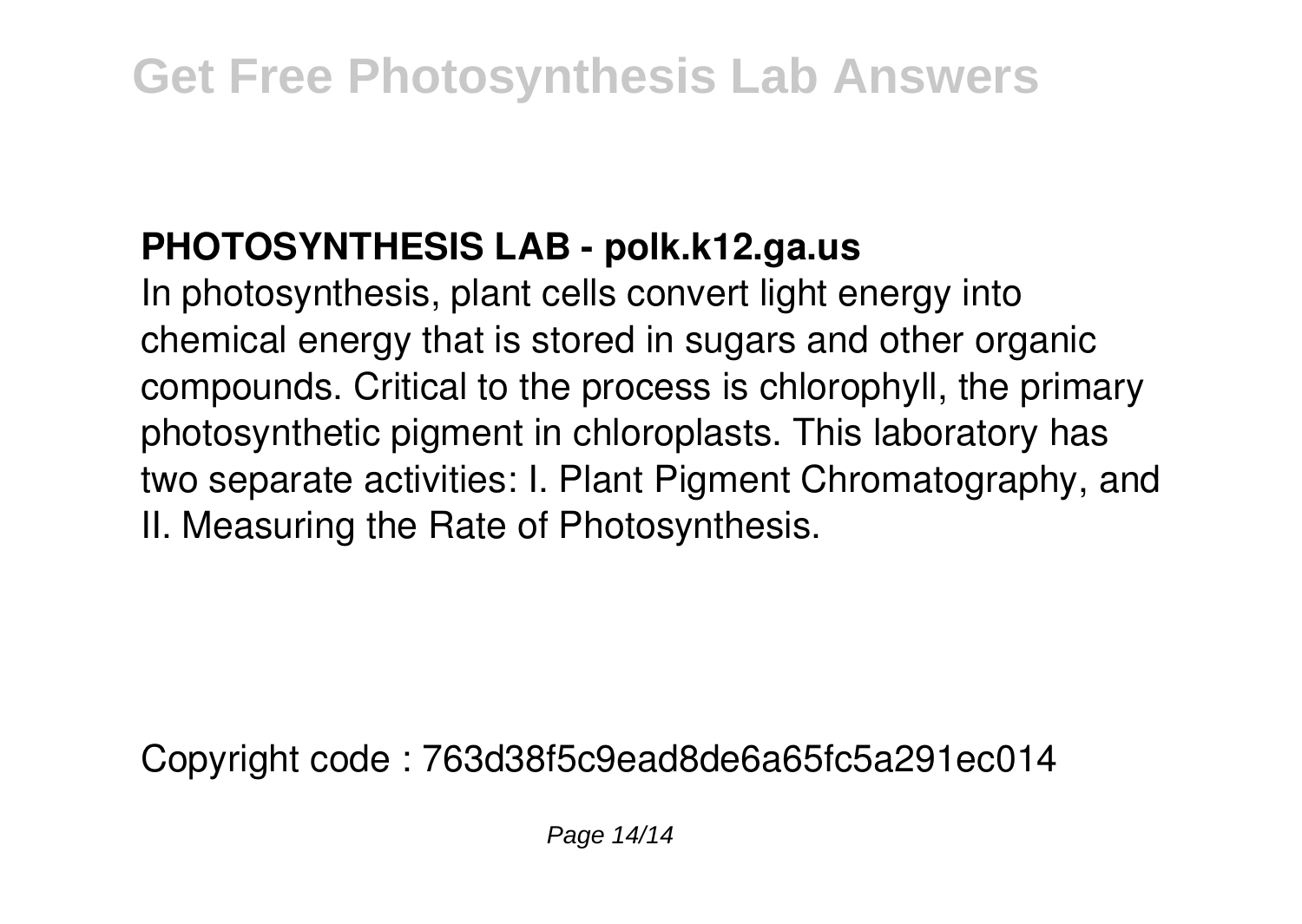**PHOTOSYNTHESIS LAB - polk.k12.ga.us**

In photosynthesis, plant cells convert light energy into chemical energy that is stored in sugars and other organic compounds. Critical to the process is chlorophyll, the primary photosynthetic pigment in chloroplasts. This laboratory has two separate activities: I. Plant Pigment Chromatography, and II. Measuring the Rate of Photosynthesis.

Copyright code : 763d38f5c9ead8de6a65fc5a291ec014